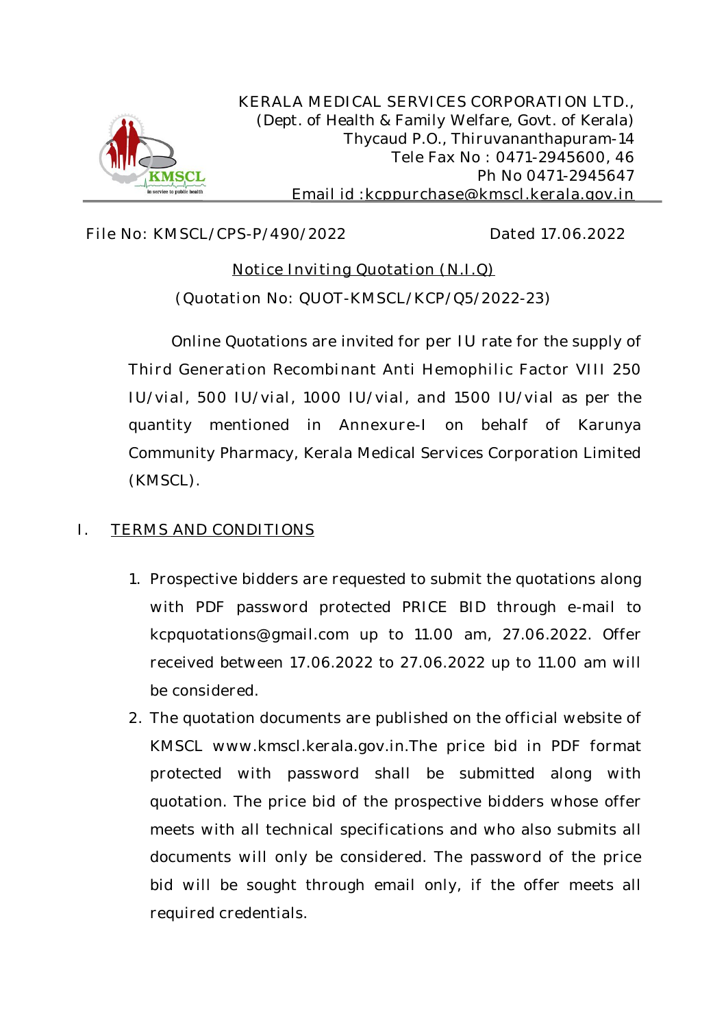KERALA MEDICAL SERVICES CORPORATION LTD.,
(Dept. of Health & Family Welfare, Govt. of Kerala)
Thycaud P.O., Thiruvananthapuram-14
Tele Fax No : 0471-2945600, 46
Ph No 0471-2945647
Email id :kcppurchase@kmscl.kerala.gov.in

File No: KMSCL/CPS-P/490/2022 Dated 17.06.2022

## Notice Inviting Quotation (N.I.Q)

(Quotation No: QUOT-KMSCL/KCP/Q5/2022-23)

Online Quotations are invited for per IU rate for the supply of Third Generation Recombinant Anti Hemophilic Factor VIII 250 IU/vial, 500 IU/vial, 1000 IU/vial, and 1500 IU/vial as per the quantity mentioned in Annexure-I on behalf of Karunya Community Pharmacy, Kerala Medical Services Corporation Limited (KMSCL).

## I. TERMS AND CONDITIONS

1. Prospective bidders are requested to submit the quotations along with PDF password protected PRICE BID through e-mail to kcpquotations@gmail.com up to 11.00 am, 27.06.2022. Offer received between 17.06.2022 to 27.06.2022 up to 11.00 am will be considered.
2. The quotation documents are published on the official website of KMSCL www.kmscl.kerala.gov.in.The price bid in PDF format protected with password shall be submitted along with quotation. The price bid of the prospective bidders whose offer meets with all technical specifications and who also submits all documents will only be considered. The password of the price bid will be sought through email only, if the offer meets all required credentials.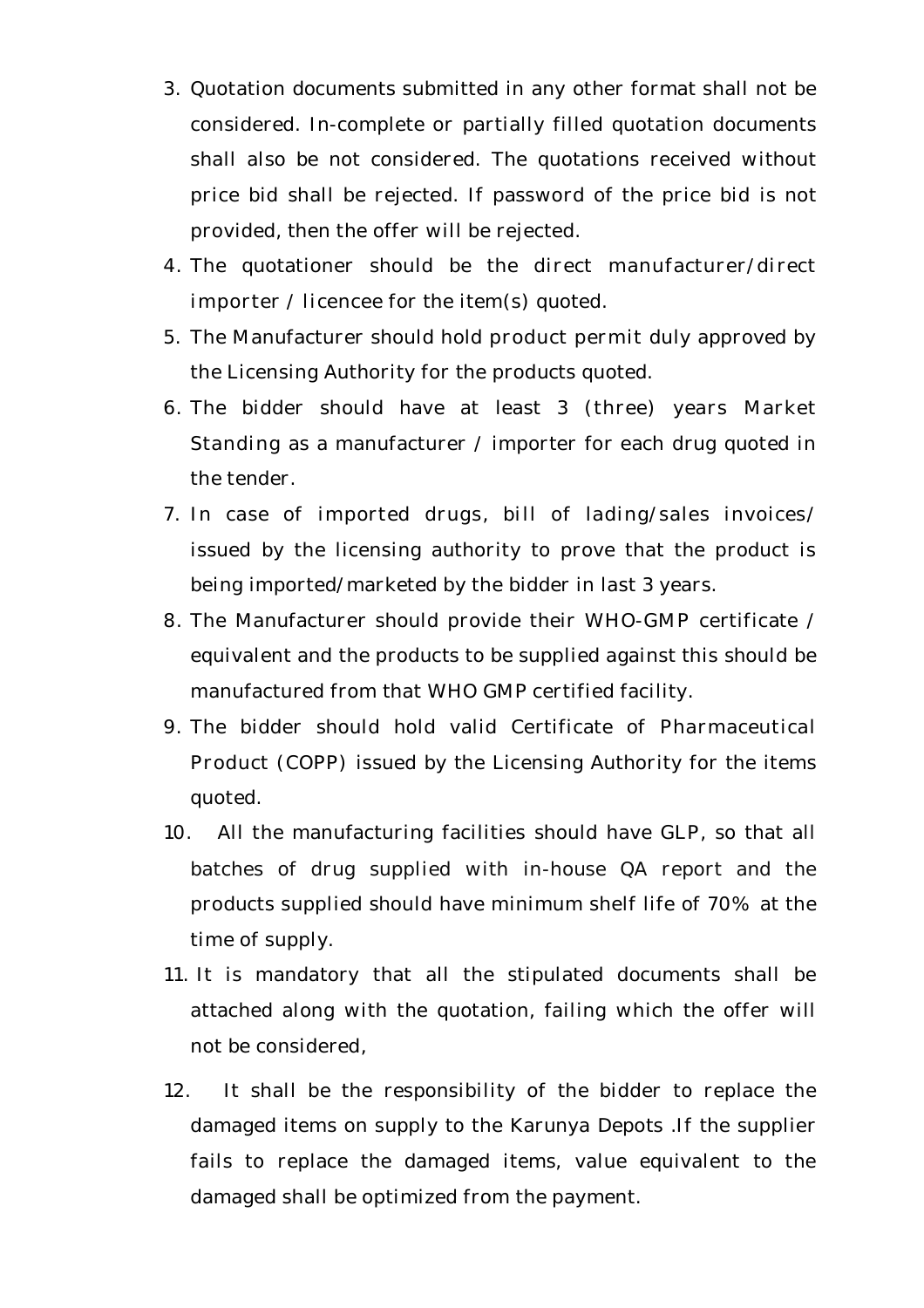3. Quotation documents submitted in any other format shall not be considered. In-complete or partially filled quotation documents shall also be not considered. The quotations received without price bid shall be rejected. If password of the price bid is not provided, then the offer will be rejected.
4. The quotationer should be the direct manufacturer/direct importer / licencee for the item(s) quoted.
5. The Manufacturer should hold product permit duly approved by the Licensing Authority for the products quoted.
6. The bidder should have at least 3 (three) years Market Standing as a manufacturer / importer for each drug quoted in the tender.
7. In case of imported drugs, bill of lading/sales invoices/ issued by the licensing authority to prove that the product is being imported/marketed by the bidder in last 3 years.
8. The Manufacturer should provide their WHO-GMP certificate / equivalent and the products to be supplied against this should be manufactured from that WHO GMP certified facility.
9. The bidder should hold valid Certificate of Pharmaceutical Product (COPP) issued by the Licensing Authority for the items quoted.
10. All the manufacturing facilities should have GLP, so that all batches of drug supplied with in-house QA report and the products supplied should have minimum shelf life of 70% at the time of supply.
11. It is mandatory that all the stipulated documents shall be attached along with the quotation, failing which the offer will not be considered,
12. It shall be the responsibility of the bidder to replace the damaged items on supply to the Karunya Depots .If the supplier fails to replace the damaged items, value equivalent to the damaged shall be optimized from the payment.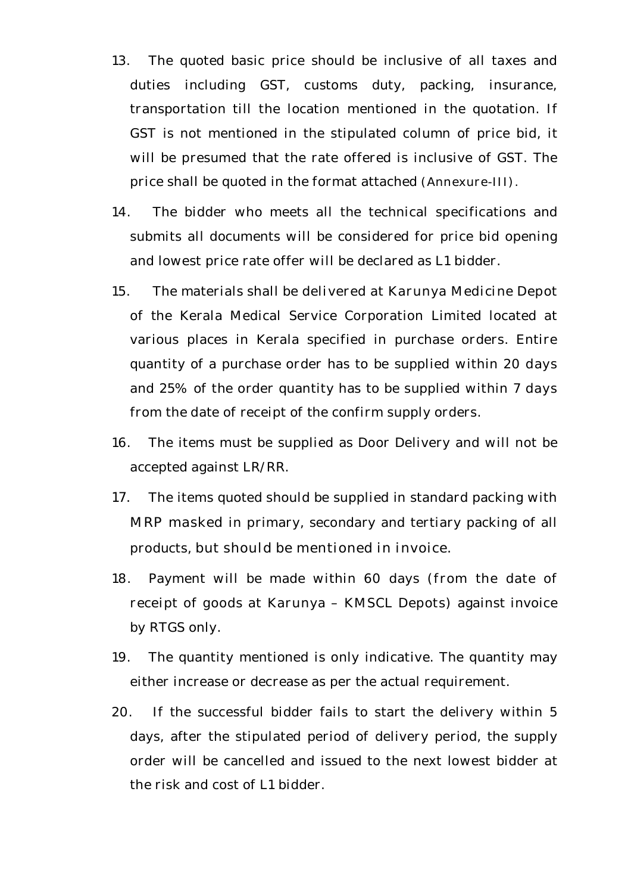13. The quoted basic price should be inclusive of all taxes and duties including GST, customs duty, packing, insurance, transportation till the location mentioned in the quotation. If GST is not mentioned in the stipulated column of price bid, it will be presumed that the rate offered is inclusive of GST. The price shall be quoted in the format attached (Annexure-III).

14. The bidder who meets all the technical specifications and submits all documents will be considered for price bid opening and lowest price rate offer will be declared as L1 bidder.

15. The materials shall be delivered at Karunya Medicine Depot of the Kerala Medical Service Corporation Limited located at various places in Kerala specified in purchase orders. Entire quantity of a purchase order has to be supplied within 20 days and 25% of the order quantity has to be supplied within 7 days from the date of receipt of the confirm supply orders.

16. The items must be supplied as Door Delivery and will not be accepted against LR/RR.

17. The items quoted should be supplied in standard packing with MRP masked in primary, secondary and tertiary packing of all products, but should be mentioned in invoice.

18. Payment will be made within 60 days (from the date of receipt of goods at Karunya – KMSCL Depots) against invoice by RTGS only.

19. The quantity mentioned is only indicative. The quantity may either increase or decrease as per the actual requirement.

20. If the successful bidder fails to start the delivery within 5 days, after the stipulated period of delivery period, the supply order will be cancelled and issued to the next lowest bidder at the risk and cost of L1 bidder.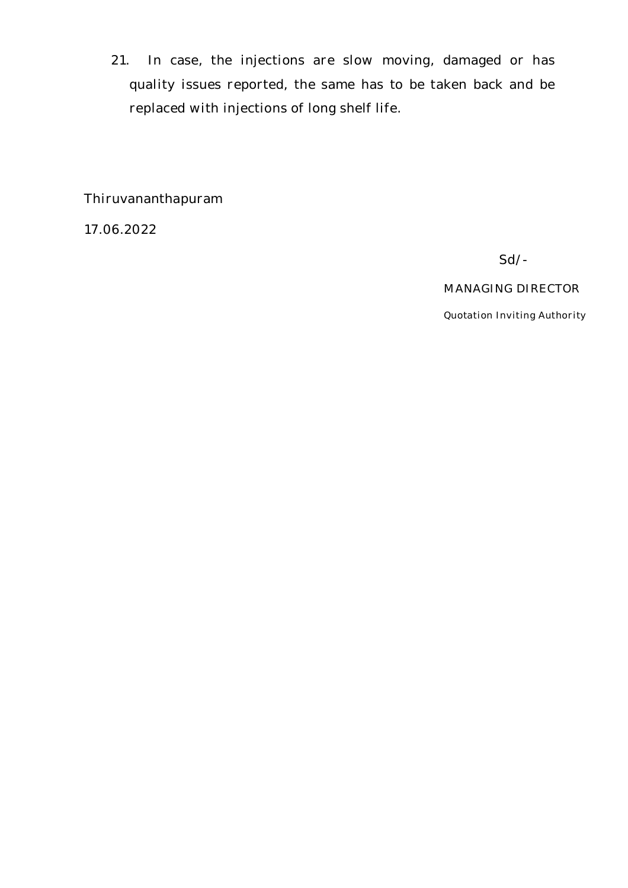21. In case, the injections are slow moving, damaged or has quality issues reported, the same has to be taken back and be replaced with injections of long shelf life.

Thiruvananthapuram

17.06.2022

Sd/-

MANAGING DIRECTOR

Quotation Inviting Authority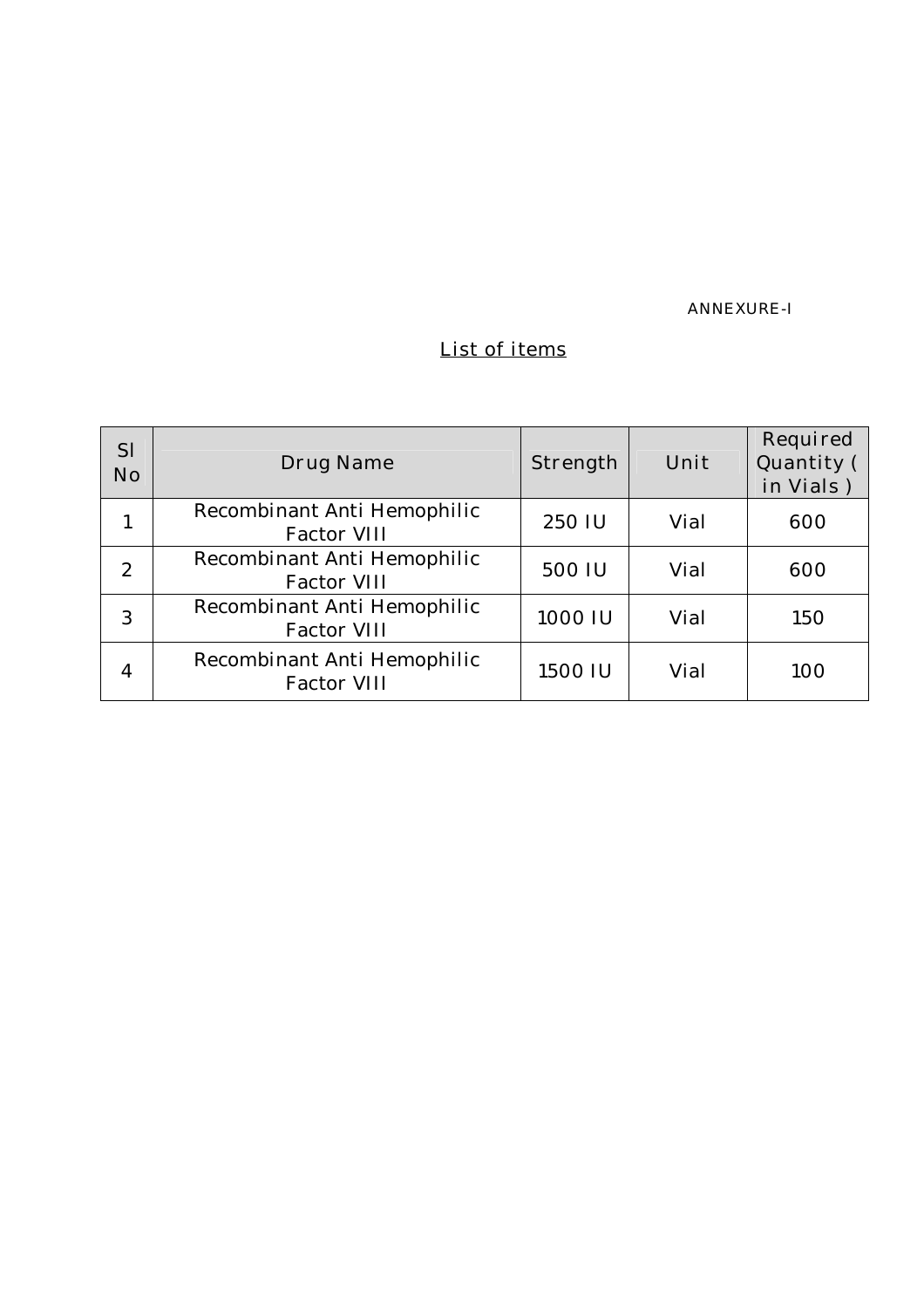ANNEXURE-I

<u>List of items</u>

| Sl No | Drug Name | Strength | Unit | Required Quantity ( in Vials ) |
|---|---|---|---|---|
| 1 | Recombinant Anti Hemophilic Factor VIII | 250 IU | Vial | 600 |
| 2 | Recombinant Anti Hemophilic Factor VIII | 500 IU | Vial | 600 |
| 3 | Recombinant Anti Hemophilic Factor VIII | 1000 IU | Vial | 150 |
| 4 | Recombinant Anti Hemophilic Factor VIII | 1500 IU | Vial | 100 |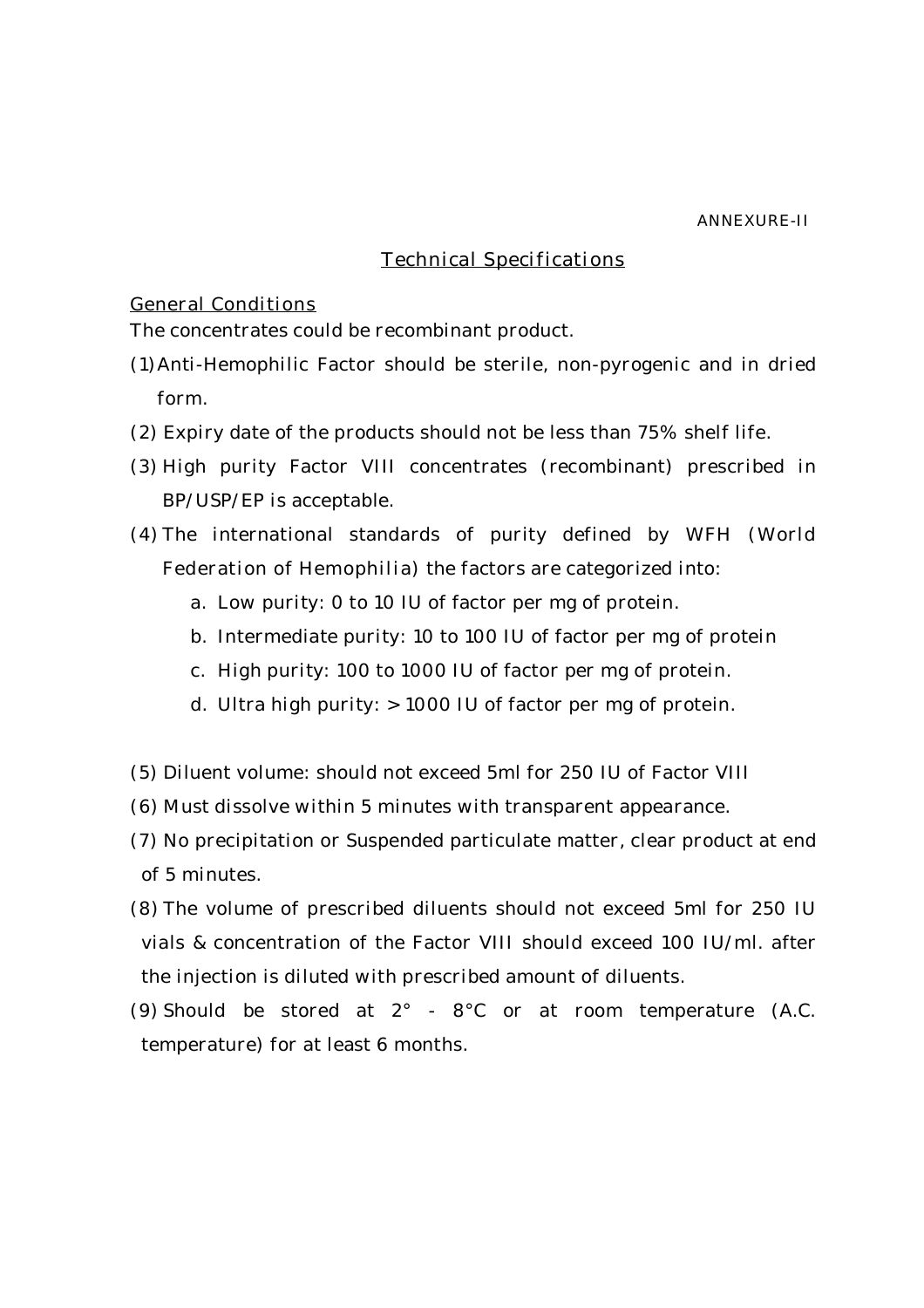ANNEXURE-II

## Technical Specifications

General Conditions

The concentrates could be recombinant product.

(1) Anti-Hemophilic Factor should be sterile, non-pyrogenic and in dried form.

(2) Expiry date of the products should not be less than 75% shelf life.

(3) High purity Factor VIII concentrates (recombinant) prescribed in BP/USP/EP is acceptable.

(4) The international standards of purity defined by WFH (World Federation of Hemophilia) the factors are categorized into:

   a. Low purity: 0 to 10 IU of factor per mg of protein.
   b. Intermediate purity: 10 to 100 IU of factor per mg of protein
   c. High purity: 100 to 1000 IU of factor per mg of protein.
   d. Ultra high purity: > 1000 IU of factor per mg of protein.

(5) Diluent volume: should not exceed 5ml for 250 IU of Factor VIII

(6) Must dissolve within 5 minutes with transparent appearance.

(7) No precipitation or Suspended particulate matter, clear product at end of 5 minutes.

(8) The volume of prescribed diluents should not exceed 5ml for 250 IU vials & concentration of the Factor VIII should exceed 100 IU/ml. after the injection is diluted with prescribed amount of diluents.

(9) Should be stored at 2° - 8°C or at room temperature (A.C. temperature) for at least 6 months.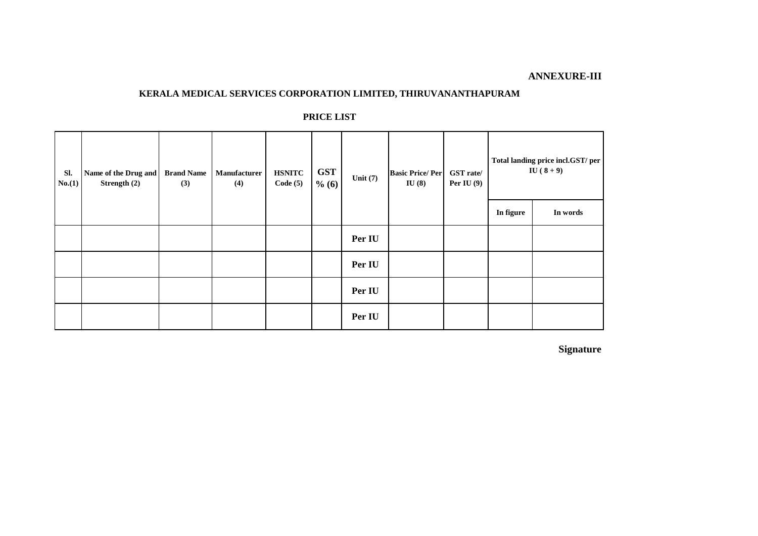**ANNEXURE-III**

## KERALA MEDICAL SERVICES CORPORATION LIMITED, THIRUVANANTHAPURAM

### PRICE LIST

| Sl. No.(1) | Name of the Drug and Strength (2) | Brand Name (3) | Manufacturer (4) | HSNITC Code (5) | GST % (6) | Unit (7) | Basic Price/ Per IU (8) | GST rate/ Per IU (9) | Total landing price incl.GST/ per IU ( 8 + 9) | |
|---|---|---|---|---|---|---|---|---|---|---|
| | | | | | | | | | In figure | In words |
| | | | | | | Per IU | | | | |
| | | | | | | Per IU | | | | |
| | | | | | | Per IU | | | | |
| | | | | | | Per IU | | | | |

**Signature**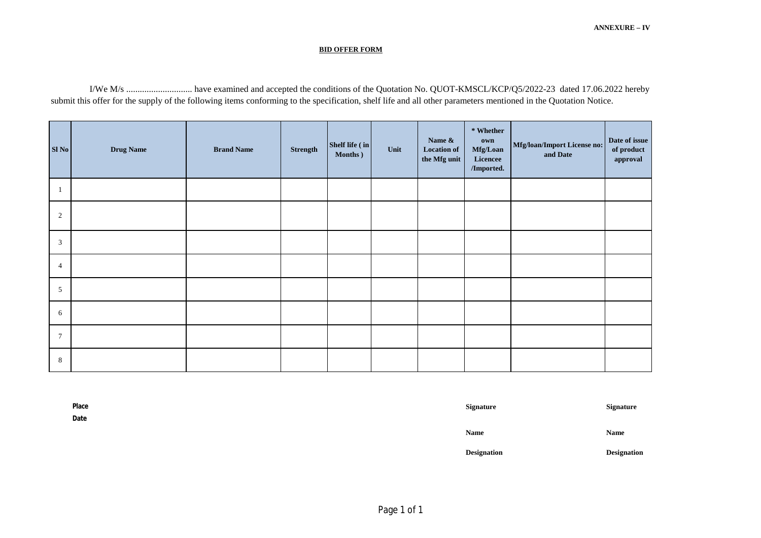**ANNEXURE – IV**

**BID OFFER FORM**

I/We M/s ............................ have examined and accepted the conditions of the Quotation No. QUOT-KMSCL/KCP/Q5/2022-23 dated 17.06.2022 hereby submit this offer for the supply of the following items conforming to the specification, shelf life and all other parameters mentioned in the Quotation Notice.

| Sl No | Drug Name | Brand Name | Strength | Shelf life ( in Months ) | Unit | Name & Location of the Mfg unit | * Whether own Mfg/Loan Licencee /Imported. | Mfg/loan/Import License no: and Date | Date of issue of product approval |
|---|---|---|---|---|---|---|---|---|---|
| 1 | | | | | | | | | |
| 2 | | | | | | | | | |
| 3 | | | | | | | | | |
| 4 | | | | | | | | | |
| 5 | | | | | | | | | |
| 6 | | | | | | | | | |
| 7 | | | | | | | | | |
| 8 | | | | | | | | | |

**Place**

**Date**

**Signature** | **Signature**

**Name** | **Name**

**Designation** | **Designation**